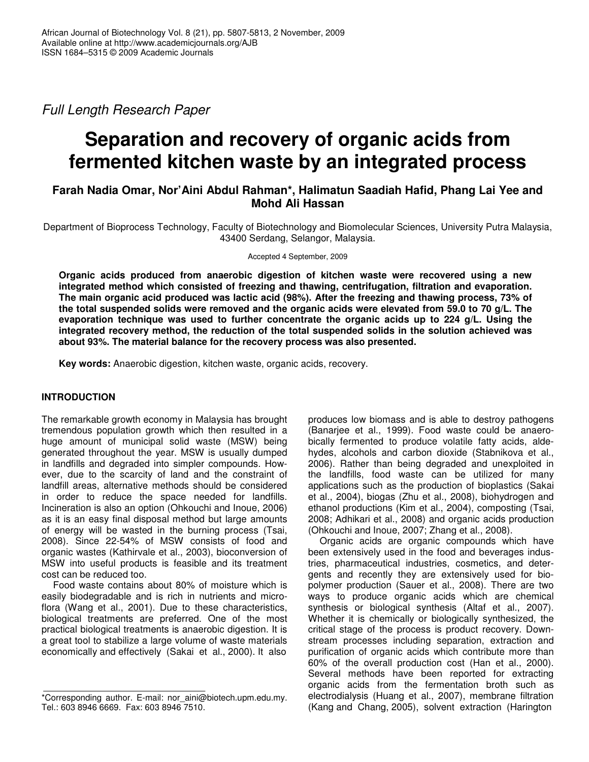*Full Length Research Paper*

# Separation and recovery of organic acids from fermented kitchen waste by an integrated process

**Farah Nadia Omar, Nor'Aini Abdul Rahman*, Halimatun Saadiah Hafid, Phang Lai Yee and Mohd Ali Hassan**

Department of Bioprocess Technology, Faculty of Biotechnology and Biomolecular Sciences, University Putra Malaysia, 43400 Serdang, Selangor, Malaysia.

Accepted 4 September, 2009

**Organic acids produced from anaerobic digestion of kitchen waste were recovered using a new integrated method which consisted of freezing and thawing, centrifugation, filtration and evaporation. The main organic acid produced was lactic acid (98%). After the freezing and thawing process, 73% of the total suspended solids were removed and the organic acids were elevated from 59.0 to 70 g/L. The evaporation technique was used to further concentrate the organic acids up to 224 g/L. Using the integrated recovery method, the reduction of the total suspended solids in the solution achieved was about 93%. The material balance for the recovery process was also presented.**

**Key words:** Anaerobic digestion, kitchen waste, organic acids, recovery.

## INTRODUCTION

The remarkable growth economy in Malaysia has brought tremendous population growth which then resulted in a huge amount of municipal solid waste (MSW) being generated throughout the year. MSW is usually dumped in landfills and degraded into simpler compounds. However, due to the scarcity of land and the constraint of landfill areas, alternative methods should be considered in order to reduce the space needed for landfills. Incineration is also an option (Ohkouchi and Inoue, 2006) as it is an easy final disposal method but large amounts of energy will be wasted in the burning process (Tsai, 2008). Since 22-54% of MSW consists of food and organic wastes (Kathirvale et al., 2003), bioconversion of MSW into useful products is feasible and its treatment cost can be reduced too.

Food waste contains about 80% of moisture which is easily biodegradable and is rich in nutrients and microflora (Wang et al., 2001). Due to these characteristics, biological treatments are preferred. One of the most practical biological treatments is anaerobic digestion. It is a great tool to stabilize a large volume of waste materials economically and effectively (Sakai et al., 2000). It also produces low biomass and is able to destroy pathogens (Banarjee et al., 1999). Food waste could be anaerobically fermented to produce volatile fatty acids, aldehydes, alcohols and carbon dioxide (Stabnikova et al., 2006). Rather than being degraded and unexploited in the landfills, food waste can be utilized for many applications such as the production of bioplastics (Sakai et al., 2004), biogas (Zhu et al., 2008), biohydrogen and ethanol productions (Kim et al., 2004), composting (Tsai, 2008; Adhikari et al., 2008) and organic acids production (Ohkouchi and Inoue, 2007; Zhang et al., 2008).

Organic acids are organic compounds which have been extensively used in the food and beverages industries, pharmaceutical industries, cosmetics, and detergents and recently they are extensively used for biopolymer production (Sauer et al., 2008). There are two ways to produce organic acids which are chemical synthesis or biological synthesis (Altaf et al., 2007). Whether it is chemically or biologically synthesized, the critical stage of the process is product recovery. Downstream processes including separation, extraction and purification of organic acids which contribute more than 60% of the overall production cost (Han et al., 2000). Several methods have been reported for extracting organic acids from the fermentation broth such as electrodialysis (Huang et al., 2007), membrane filtration (Kang and Chang, 2005), solvent extraction (Harington

*Corresponding author. E-mail: nor_aini@biotech.upm.edu.my. Tel.: 603 8946 6669. Fax: 603 8946 7510.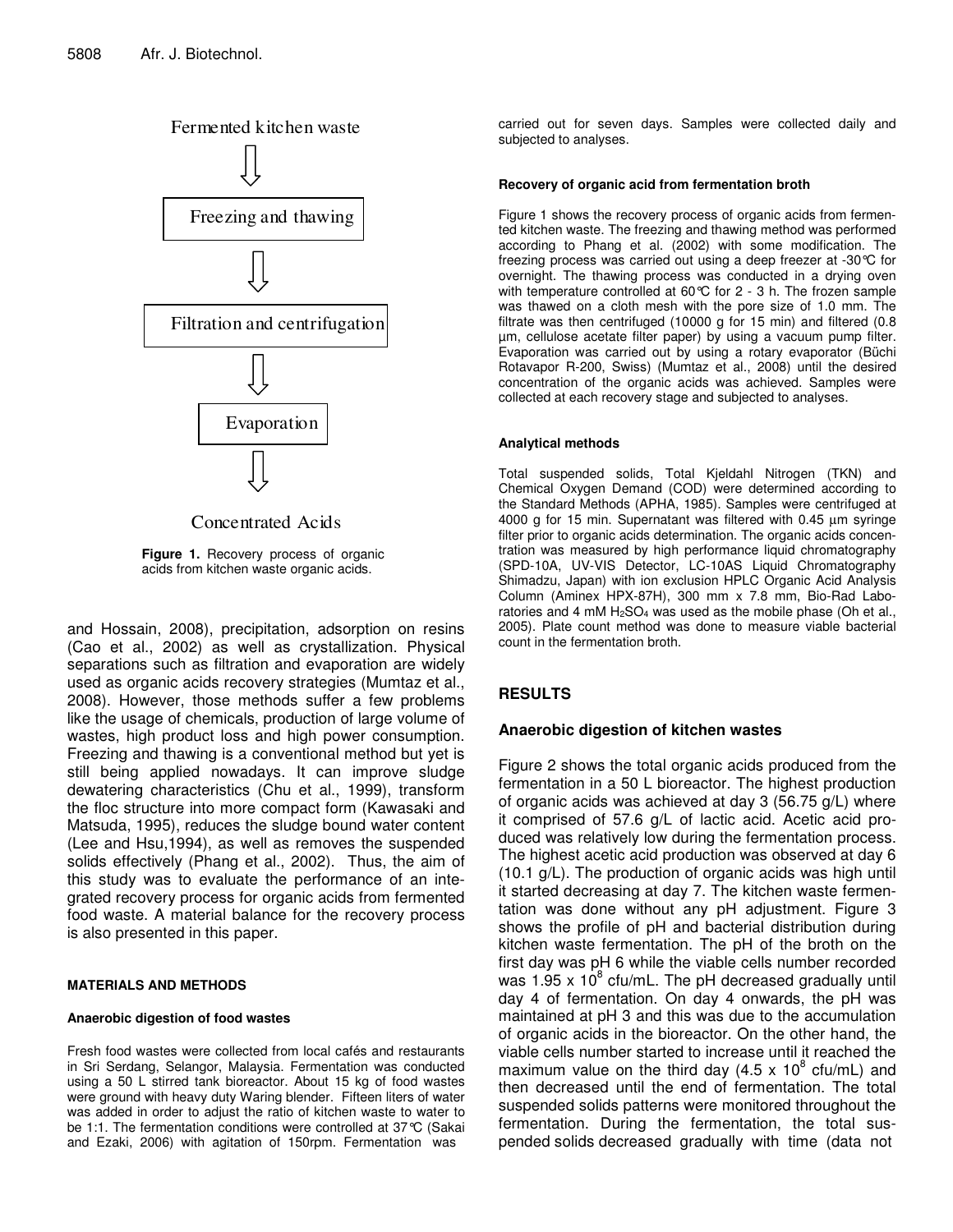Fermented kitchen waste

⇩

Freezing and thawing

⇩

Filtration and centrifugation

⇩

Evaporation

⇩

Concentrated Acids

**Figure 1.** Recovery process of organic acids from kitchen waste organic acids.

and Hossain, 2008), precipitation, adsorption on resins (Cao et al., 2002) as well as crystallization. Physical separations such as filtration and evaporation are widely used as organic acids recovery strategies (Mumtaz et al., 2008). However, those methods suffer a few problems like the usage of chemicals, production of large volume of wastes, high product loss and high power consumption. Freezing and thawing is a conventional method but yet is still being applied nowadays. It can improve sludge dewatering characteristics (Chu et al., 1999), transform the floc structure into more compact form (Kawasaki and Matsuda, 1995), reduces the sludge bound water content (Lee and Hsu,1994), as well as removes the suspended solids effectively (Phang et al., 2002). Thus, the aim of this study was to evaluate the performance of an integrated recovery process for organic acids from fermented food waste. A material balance for the recovery process is also presented in this paper.

## MATERIALS AND METHODS

### Anaerobic digestion of food wastes

Fresh food wastes were collected from local cafés and restaurants in Sri Serdang, Selangor, Malaysia. Fermentation was conducted using a 50 L stirred tank bioreactor. About 15 kg of food wastes were ground with heavy duty Waring blender. Fifteen liters of water was added in order to adjust the ratio of kitchen waste to water to be 1:1. The fermentation conditions were controlled at 37°C (Sakai and Ezaki, 2006) with agitation of 150rpm. Fermentation was carried out for seven days. Samples were collected daily and subjected to analyses.

### Recovery of organic acid from fermentation broth

Figure 1 shows the recovery process of organic acids from fermented kitchen waste. The freezing and thawing method was performed according to Phang et al. (2002) with some modification. The freezing process was carried out using a deep freezer at -30°C for overnight. The thawing process was conducted in a drying oven with temperature controlled at 60°C for 2 - 3 h. The frozen sample was thawed on a cloth mesh with the pore size of 1.0 mm. The filtrate was then centrifuged (10000 g for 15 min) and filtered (0.8 µm, cellulose acetate filter paper) by using a vacuum pump filter. Evaporation was carried out by using a rotary evaporator (Büchi Rotavapor R-200, Swiss) (Mumtaz et al., 2008) until the desired concentration of the organic acids was achieved. Samples were collected at each recovery stage and subjected to analyses.

### Analytical methods

Total suspended solids, Total Kjeldahl Nitrogen (TKN) and Chemical Oxygen Demand (COD) were determined according to the Standard Methods (APHA, 1985). Samples were centrifuged at 4000 g for 15 min. Supernatant was filtered with 0.45 µm syringe filter prior to organic acids determination. The organic acids concentration was measured by high performance liquid chromatography (SPD-10A, UV-VIS Detector, LC-10AS Liquid Chromatography Shimadzu, Japan) with ion exclusion HPLC Organic Acid Analysis Column (Aminex HPX-87H), 300 mm x 7.8 mm, Bio-Rad Laboratories and 4 mM $H_2SO_4$ was used as the mobile phase (Oh et al., 2005). Plate count method was done to measure viable bacterial count in the fermentation broth.

## RESULTS

### Anaerobic digestion of kitchen wastes

Figure 2 shows the total organic acids produced from the fermentation in a 50 L bioreactor. The highest production of organic acids was achieved at day 3 (56.75 g/L) where it comprised of 57.6 g/L of lactic acid. Acetic acid produced was relatively low during the fermentation process. The highest acetic acid production was observed at day 6 (10.1 g/L). The production of organic acids was high until it started decreasing at day 7. The kitchen waste fermentation was done without any pH adjustment. Figure 3 shows the profile of pH and bacterial distribution during kitchen waste fermentation. The pH of the broth on the first day was pH 6 while the viable cells number recorded was $1.95 \times 10^8$ cfu/mL. The pH decreased gradually until day 4 of fermentation. On day 4 onwards, the pH was maintained at pH 3 and this was due to the accumulation of organic acids in the bioreactor. On the other hand, the viable cells number started to increase until it reached the maximum value on the third day ($4.5 \times 10^8$ cfu/mL) and then decreased until the end of fermentation. The total suspended solids patterns were monitored throughout the fermentation. During the fermentation, the total suspended solids decreased gradually with time (data not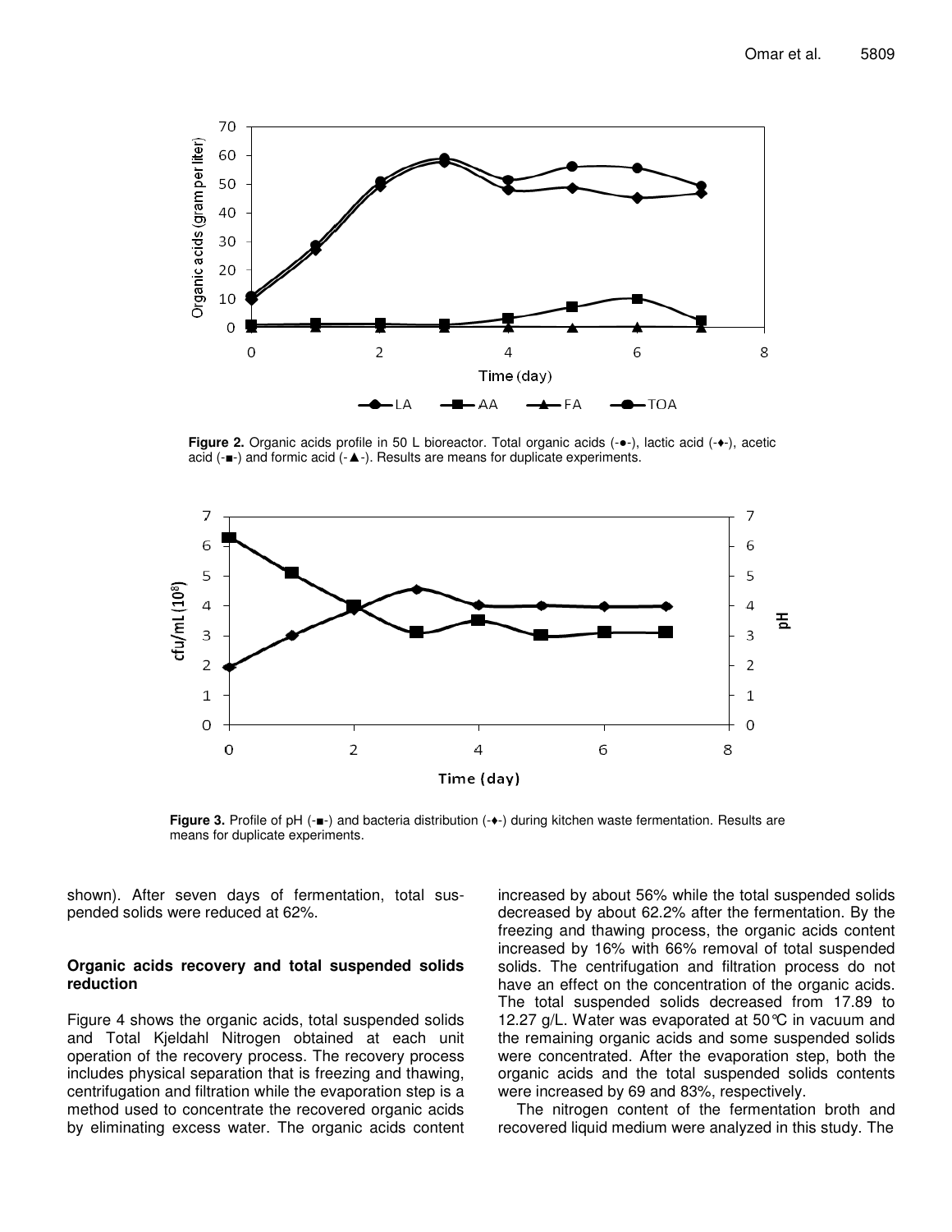**Figure 2.** Organic acids profile in 50 L bioreactor. Total organic acids (-●-), lactic acid (-♦-), acetic acid (-■-) and formic acid (-▲-). Results are means for duplicate experiments.

**Figure 3.** Profile of pH (-■-) and bacteria distribution (-♦-) during kitchen waste fermentation. Results are means for duplicate experiments.

shown). After seven days of fermentation, total suspended solids were reduced at 62%.

## Organic acids recovery and total suspended solids reduction

Figure 4 shows the organic acids, total suspended solids and Total Kjeldahl Nitrogen obtained at each unit operation of the recovery process. The recovery process includes physical separation that is freezing and thawing, centrifugation and filtration while the evaporation step is a method used to concentrate the recovered organic acids by eliminating excess water. The organic acids content increased by about 56% while the total suspended solids decreased by about 62.2% after the fermentation. By the freezing and thawing process, the organic acids content increased by 16% with 66% removal of total suspended solids. The centrifugation and filtration process do not have an effect on the concentration of the organic acids. The total suspended solids decreased from 17.89 to 12.27 g/L. Water was evaporated at 50°C in vacuum and the remaining organic acids and some suspended solids were concentrated. After the evaporation step, both the organic acids and the total suspended solids contents were increased by 69 and 83%, respectively.

The nitrogen content of the fermentation broth and recovered liquid medium were analyzed in this study. The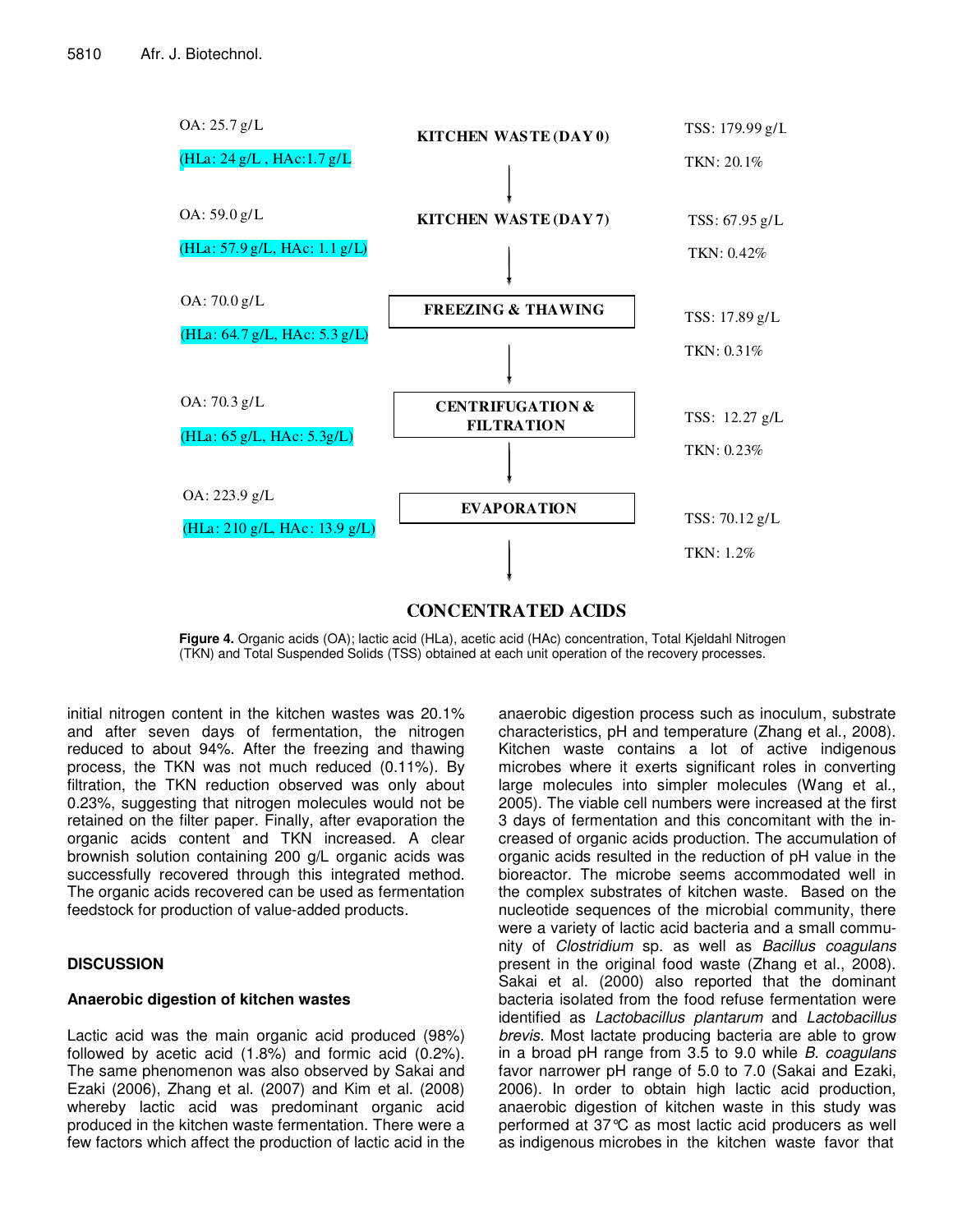OA: 25.7 g/L

(HLa: 24 g/L , HAc:1.7 g/L

**KITCHEN WASTE (DAY 0)**

TSS: 179.99 g/L

TKN: 20.1%

OA: 59.0 g/L

(HLa: 57.9 g/L, HAc: 1.1 g/L)

**KITCHEN WASTE (DAY 7)**

TSS: 67.95 g/L

TKN: 0.42%

OA: 70.0 g/L

(HLa: 64.7 g/L, HAc: 5.3 g/L)

**FREEZING & THAWING**

TSS: 17.89 g/L

TKN: 0.31%

OA: 70.3 g/L

(HLa: 65 g/L, HAc: 5.3g/L)

**CENTRIFUGATION & FILTRATION**

TSS: 12.27 g/L

TKN: 0.23%

OA: 223.9 g/L

(HLa: 210 g/L, HAc: 13.9 g/L)

**EVAPORATION**

TSS: 70.12 g/L

TKN: 1.2%

**CONCENTRATED ACIDS**

**Figure 4.** Organic acids (OA); lactic acid (HLa), acetic acid (HAc) concentration, Total Kjeldahl Nitrogen (TKN) and Total Suspended Solids (TSS) obtained at each unit operation of the recovery processes.

initial nitrogen content in the kitchen wastes was 20.1% and after seven days of fermentation, the nitrogen reduced to about 94%. After the freezing and thawing process, the TKN was not much reduced (0.11%). By filtration, the TKN reduction observed was only about 0.23%, suggesting that nitrogen molecules would not be retained on the filter paper. Finally, after evaporation the organic acids content and TKN increased. A clear brownish solution containing 200 g/L organic acids was successfully recovered through this integrated method. The organic acids recovered can be used as fermentation feedstock for production of value-added products.

## DISCUSSION

### Anaerobic digestion of kitchen wastes

Lactic acid was the main organic acid produced (98%) followed by acetic acid (1.8%) and formic acid (0.2%). The same phenomenon was also observed by Sakai and Ezaki (2006), Zhang et al. (2007) and Kim et al. (2008) whereby lactic acid was predominant organic acid produced in the kitchen waste fermentation. There were a few factors which affect the production of lactic acid in the anaerobic digestion process such as inoculum, substrate characteristics, pH and temperature (Zhang et al., 2008). Kitchen waste contains a lot of active indigenous microbes where it exerts significant roles in converting large molecules into simpler molecules (Wang et al., 2005). The viable cell numbers were increased at the first 3 days of fermentation and this concomitant with the increased of organic acids production. The accumulation of organic acids resulted in the reduction of pH value in the bioreactor. The microbe seems accommodated well in the complex substrates of kitchen waste. Based on the nucleotide sequences of the microbial community, there were a variety of lactic acid bacteria and a small community of *Clostridium* sp. as well as *Bacillus coagulans* present in the original food waste (Zhang et al., 2008). Sakai et al. (2000) also reported that the dominant bacteria isolated from the food refuse fermentation were identified as *Lactobacillus plantarum* and *Lactobacillus brevis*. Most lactate producing bacteria are able to grow in a broad pH range from 3.5 to 9.0 while *B. coagulans* favor narrower pH range of 5.0 to 7.0 (Sakai and Ezaki, 2006). In order to obtain high lactic acid production, anaerobic digestion of kitchen waste in this study was performed at 37°C as most lactic acid producers as well as indigenous microbes in the kitchen waste favor that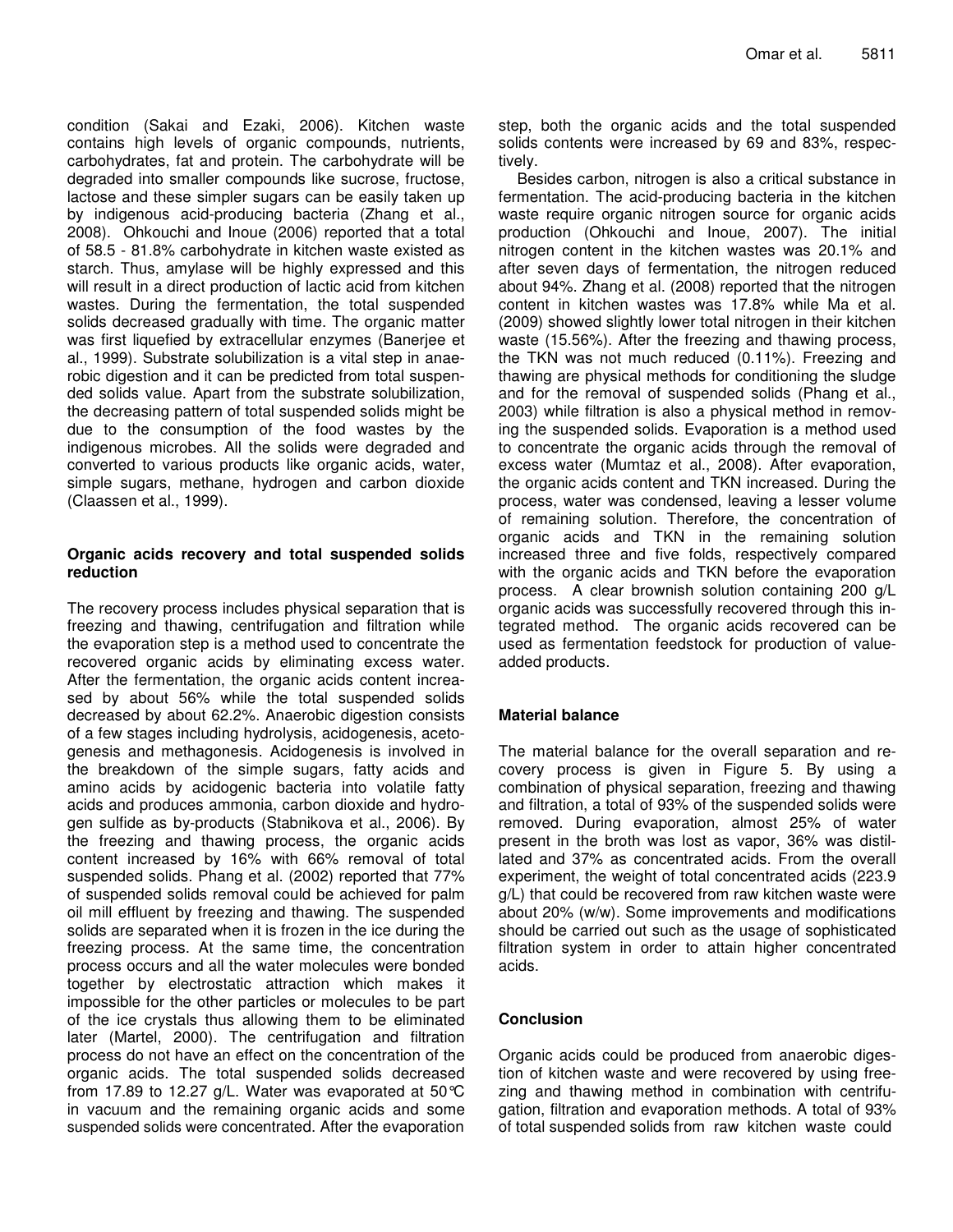condition (Sakai and Ezaki, 2006). Kitchen waste contains high levels of organic compounds, nutrients, carbohydrates, fat and protein. The carbohydrate will be degraded into smaller compounds like sucrose, fructose, lactose and these simpler sugars can be easily taken up by indigenous acid-producing bacteria (Zhang et al., 2008). Ohkouchi and Inoue (2006) reported that a total of 58.5 - 81.8% carbohydrate in kitchen waste existed as starch. Thus, amylase will be highly expressed and this will result in a direct production of lactic acid from kitchen wastes. During the fermentation, the total suspended solids decreased gradually with time. The organic matter was first liquefied by extracellular enzymes (Banerjee et al., 1999). Substrate solubilization is a vital step in anaerobic digestion and it can be predicted from total suspended solids value. Apart from the substrate solubilization, the decreasing pattern of total suspended solids might be due to the consumption of the food wastes by the indigenous microbes. All the solids were degraded and converted to various products like organic acids, water, simple sugars, methane, hydrogen and carbon dioxide (Claassen et al., 1999).

### Organic acids recovery and total suspended solids reduction

The recovery process includes physical separation that is freezing and thawing, centrifugation and filtration while the evaporation step is a method used to concentrate the recovered organic acids by eliminating excess water. After the fermentation, the organic acids content increased by about 56% while the total suspended solids decreased by about 62.2%. Anaerobic digestion consists of a few stages including hydrolysis, acidogenesis, acetogenesis and methagonesis. Acidogenesis is involved in the breakdown of the simple sugars, fatty acids and amino acids by acidogenic bacteria into volatile fatty acids and produces ammonia, carbon dioxide and hydrogen sulfide as by-products (Stabnikova et al., 2006). By the freezing and thawing process, the organic acids content increased by 16% with 66% removal of total suspended solids. Phang et al. (2002) reported that 77% of suspended solids removal could be achieved for palm oil mill effluent by freezing and thawing. The suspended solids are separated when it is frozen in the ice during the freezing process. At the same time, the concentration process occurs and all the water molecules were bonded together by electrostatic attraction which makes it impossible for the other particles or molecules to be part of the ice crystals thus allowing them to be eliminated later (Martel, 2000). The centrifugation and filtration process do not have an effect on the concentration of the organic acids. The total suspended solids decreased from 17.89 to 12.27 g/L. Water was evaporated at 50°C in vacuum and the remaining organic acids and some suspended solids were concentrated. After the evaporation step, both the organic acids and the total suspended solids contents were increased by 69 and 83%, respectively.

Besides carbon, nitrogen is also a critical substance in fermentation. The acid-producing bacteria in the kitchen waste require organic nitrogen source for organic acids production (Ohkouchi and Inoue, 2007). The initial nitrogen content in the kitchen wastes was 20.1% and after seven days of fermentation, the nitrogen reduced about 94%. Zhang et al. (2008) reported that the nitrogen content in kitchen wastes was 17.8% while Ma et al. (2009) showed slightly lower total nitrogen in their kitchen waste (15.56%). After the freezing and thawing process, the TKN was not much reduced (0.11%). Freezing and thawing are physical methods for conditioning the sludge and for the removal of suspended solids (Phang et al., 2003) while filtration is also a physical method in removing the suspended solids. Evaporation is a method used to concentrate the organic acids through the removal of excess water (Mumtaz et al., 2008). After evaporation, the organic acids content and TKN increased. During the process, water was condensed, leaving a lesser volume of remaining solution. Therefore, the concentration of organic acids and TKN in the remaining solution increased three and five folds, respectively compared with the organic acids and TKN before the evaporation process. A clear brownish solution containing 200 g/L organic acids was successfully recovered through this integrated method. The organic acids recovered can be used as fermentation feedstock for production of value-added products.

### Material balance

The material balance for the overall separation and recovery process is given in Figure 5. By using a combination of physical separation, freezing and thawing and filtration, a total of 93% of the suspended solids were removed. During evaporation, almost 25% of water present in the broth was lost as vapor, 36% was distillated and 37% as concentrated acids. From the overall experiment, the weight of total concentrated acids (223.9 g/L) that could be recovered from raw kitchen waste were about 20% (w/w). Some improvements and modifications should be carried out such as the usage of sophisticated filtration system in order to attain higher concentrated acids.

## Conclusion

Organic acids could be produced from anaerobic digestion of kitchen waste and were recovered by using freezing and thawing method in combination with centrifugation, filtration and evaporation methods. A total of 93% of total suspended solids from raw kitchen waste could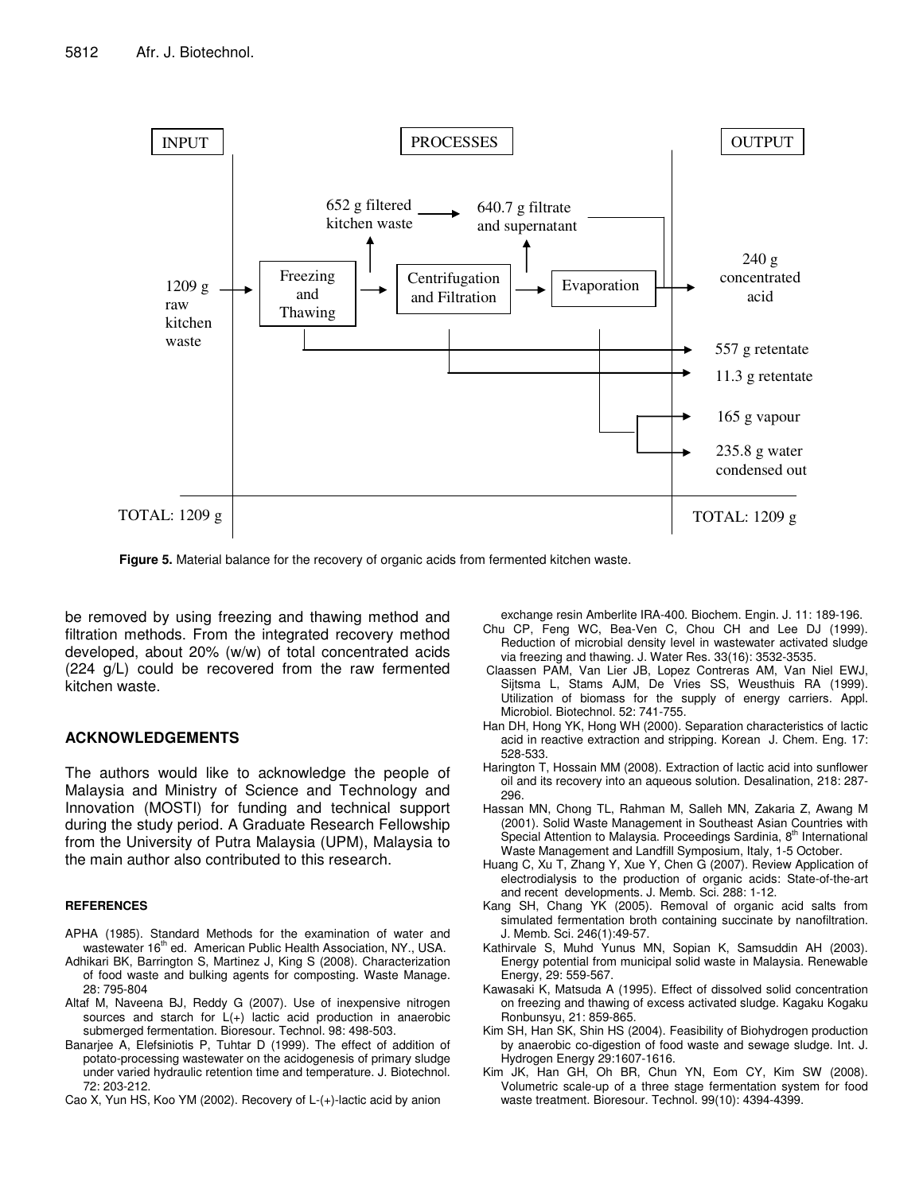INPUT | PROCESSES | OUTPUT

1209 g raw kitchen waste → Freezing and Thawing → Centrifugation and Filtration → Evaporation → 240 g concentrated acid

652 g filtered kitchen waste → 640.7 g filtrate and supernatant

557 g retentate

11.3 g retentate

165 g vapour

235.8 g water condensed out

TOTAL: 1209 g | | TOTAL: 1209 g

**Figure 5.** Material balance for the recovery of organic acids from fermented kitchen waste.

be removed by using freezing and thawing method and filtration methods. From the integrated recovery method developed, about 20% (w/w) of total concentrated acids (224 g/L) could be recovered from the raw fermented kitchen waste.

## ACKNOWLEDGEMENTS

The authors would like to acknowledge the people of Malaysia and Ministry of Science and Technology and Innovation (MOSTI) for funding and technical support during the study period. A Graduate Research Fellowship from the University of Putra Malaysia (UPM), Malaysia to the main author also contributed to this research.

## REFERENCES

APHA (1985). Standard Methods for the examination of water and wastewater 16th ed. American Public Health Association, NY., USA.

Adhikari BK, Barrington S, Martinez J, King S (2008). Characterization of food waste and bulking agents for composting. Waste Manage. 28: 795-804

Altaf M, Naveena BJ, Reddy G (2007). Use of inexpensive nitrogen sources and starch for L(+) lactic acid production in anaerobic submerged fermentation. Bioresour. Technol. 98: 498-503.

Banarjee A, Elefsiniotis P, Tuhtar D (1999). The effect of addition of potato-processing wastewater on the acidogenesis of primary sludge under varied hydraulic retention time and temperature. J. Biotechnol. 72: 203-212.

Cao X, Yun HS, Koo YM (2002). Recovery of L-(+)-lactic acid by anion exchange resin Amberlite IRA-400. Biochem. Engin. J. 11: 189-196.

Chu CP, Feng WC, Bea-Ven C, Chou CH and Lee DJ (1999). Reduction of microbial density level in wastewater activated sludge via freezing and thawing. J. Water Res. 33(16): 3532-3535.

Claassen PAM, Van Lier JB, Lopez Contreras AM, Van Niel EWJ, Sijtsma L, Stams AJM, De Vries SS, Weusthuis RA (1999). Utilization of biomass for the supply of energy carriers. Appl. Microbiol. Biotechnol. 52: 741-755.

Han DH, Hong YK, Hong WH (2000). Separation characteristics of lactic acid in reactive extraction and stripping. Korean J. Chem. Eng. 17: 528-533.

Harington T, Hossain MM (2008). Extraction of lactic acid into sunflower oil and its recovery into an aqueous solution. Desalination, 218: 287-296.

Hassan MN, Chong TL, Rahman M, Salleh MN, Zakaria Z, Awang M (2001). Solid Waste Management in Southeast Asian Countries with Special Attention to Malaysia. Proceedings Sardinia, 8th International Waste Management and Landfill Symposium, Italy, 1-5 October.

Huang C, Xu T, Zhang Y, Xue Y, Chen G (2007). Review Application of electrodialysis to the production of organic acids: State-of-the-art and recent developments. J. Memb. Sci. 288: 1-12.

Kang SH, Chang YK (2005). Removal of organic acid salts from simulated fermentation broth containing succinate by nanofiltration. J. Memb. Sci. 246(1):49-57.

Kathirvale S, Muhd Yunus MN, Sopian K, Samsuddin AH (2003). Energy potential from municipal solid waste in Malaysia. Renewable Energy, 29: 559-567.

Kawasaki K, Matsuda A (1995). Effect of dissolved solid concentration on freezing and thawing of excess activated sludge. Kagaku Kogaku Ronbunsyu, 21: 859-865.

Kim SH, Han SK, Shin HS (2004). Feasibility of Biohydrogen production by anaerobic co-digestion of food waste and sewage sludge. Int. J. Hydrogen Energy 29:1607-1616.

Kim JK, Han GH, Oh BR, Chun YN, Eom CY, Kim SW (2008). Volumetric scale-up of a three stage fermentation system for food waste treatment. Bioresour. Technol. 99(10): 4394-4399.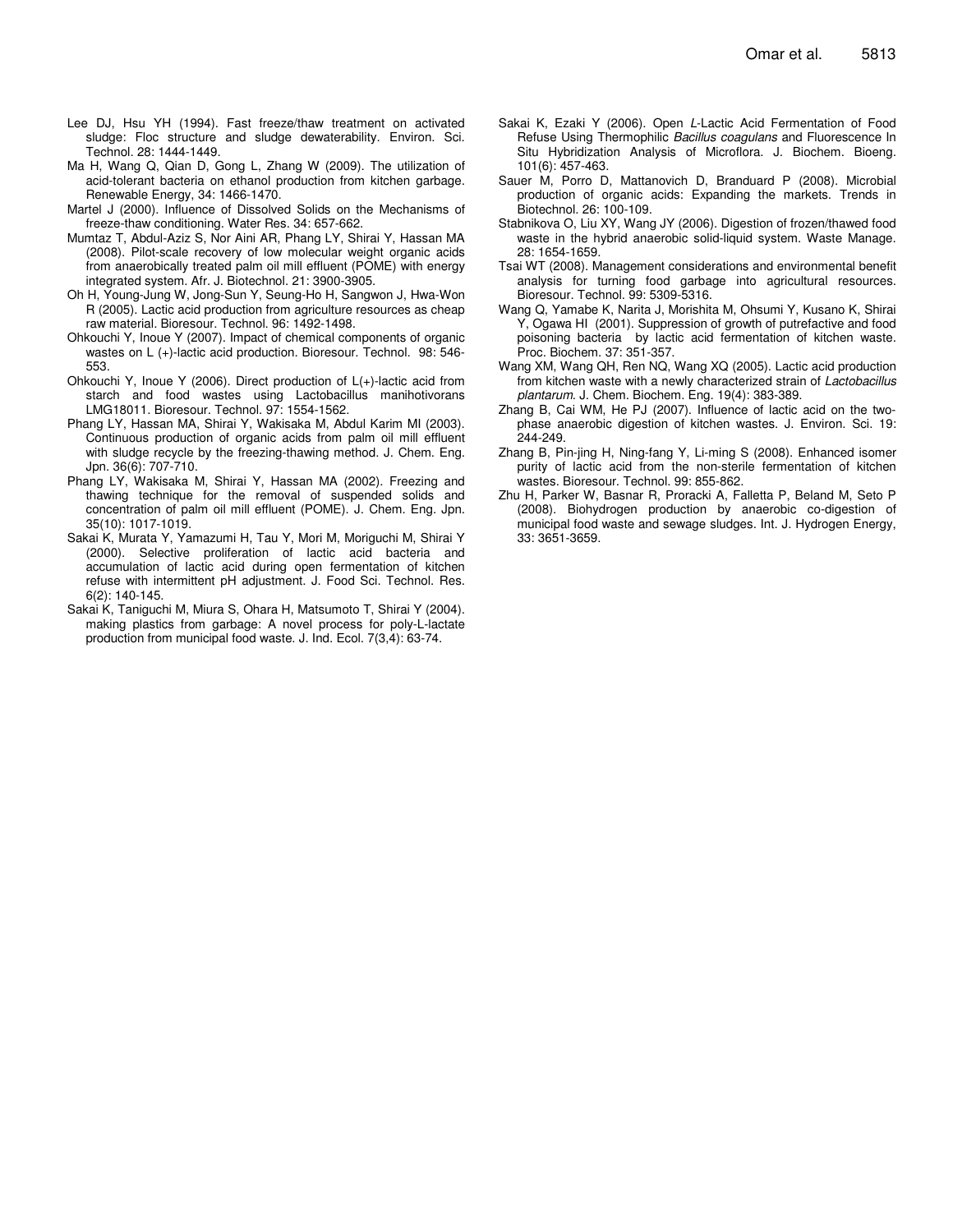Lee DJ, Hsu YH (1994). Fast freeze/thaw treatment on activated sludge: Floc structure and sludge dewaterability. Environ. Sci. Technol. 28: 1444-1449.

Ma H, Wang Q, Qian D, Gong L, Zhang W (2009). The utilization of acid-tolerant bacteria on ethanol production from kitchen garbage. Renewable Energy, 34: 1466-1470.

Martel J (2000). Influence of Dissolved Solids on the Mechanisms of freeze-thaw conditioning. Water Res. 34: 657-662.

Mumtaz T, Abdul-Aziz S, Nor Aini AR, Phang LY, Shirai Y, Hassan MA (2008). Pilot-scale recovery of low molecular weight organic acids from anaerobically treated palm oil mill effluent (POME) with energy integrated system. Afr. J. Biotechnol. 21: 3900-3905.

Oh H, Young-Jung W, Jong-Sun Y, Seung-Ho H, Sangwon J, Hwa-Won R (2005). Lactic acid production from agriculture resources as cheap raw material. Bioresour. Technol. 96: 1492-1498.

Ohkouchi Y, Inoue Y (2007). Impact of chemical components of organic wastes on L (+)-lactic acid production. Bioresour. Technol. 98: 546-553.

Ohkouchi Y, Inoue Y (2006). Direct production of L(+)-lactic acid from starch and food wastes using Lactobacillus manihotivorans LMG18011. Bioresour. Technol. 97: 1554-1562.

Phang LY, Hassan MA, Shirai Y, Wakisaka M, Abdul Karim MI (2003). Continuous production of organic acids from palm oil mill effluent with sludge recycle by the freezing-thawing method. J. Chem. Eng. Jpn. 36(6): 707-710.

Phang LY, Wakisaka M, Shirai Y, Hassan MA (2002). Freezing and thawing technique for the removal of suspended solids and concentration of palm oil mill effluent (POME). J. Chem. Eng. Jpn. 35(10): 1017-1019.

Sakai K, Murata Y, Yamazumi H, Tau Y, Mori M, Moriguchi M, Shirai Y (2000). Selective proliferation of lactic acid bacteria and accumulation of lactic acid during open fermentation of kitchen refuse with intermittent pH adjustment. J. Food Sci. Technol. Res. 6(2): 140-145.

Sakai K, Taniguchi M, Miura S, Ohara H, Matsumoto T, Shirai Y (2004). making plastics from garbage: A novel process for poly-L-lactate production from municipal food waste. J. Ind. Ecol. 7(3,4): 63-74.

Sakai K, Ezaki Y (2006). Open *L*-Lactic Acid Fermentation of Food Refuse Using Thermophilic *Bacillus coagulans* and Fluorescence In Situ Hybridization Analysis of Microflora. J. Biochem. Bioeng. 101(6): 457-463.

Sauer M, Porro D, Mattanovich D, Branduard P (2008). Microbial production of organic acids: Expanding the markets. Trends in Biotechnol. 26: 100-109.

Stabnikova O, Liu XY, Wang JY (2006). Digestion of frozen/thawed food waste in the hybrid anaerobic solid-liquid system. Waste Manage. 28: 1654-1659.

Tsai WT (2008). Management considerations and environmental benefit analysis for turning food garbage into agricultural resources. Bioresour. Technol. 99: 5309-5316.

Wang Q, Yamabe K, Narita J, Morishita M, Ohsumi Y, Kusano K, Shirai Y, Ogawa HI (2001). Suppression of growth of putrefactive and food poisoning bacteria by lactic acid fermentation of kitchen waste. Proc. Biochem. 37: 351-357.

Wang XM, Wang QH, Ren NQ, Wang XQ (2005). Lactic acid production from kitchen waste with a newly characterized strain of *Lactobacillus plantarum*. J. Chem. Biochem. Eng. 19(4): 383-389.

Zhang B, Cai WM, He PJ (2007). Influence of lactic acid on the two-phase anaerobic digestion of kitchen wastes. J. Environ. Sci. 19: 244-249.

Zhang B, Pin-jing H, Ning-fang Y, Li-ming S (2008). Enhanced isomer purity of lactic acid from the non-sterile fermentation of kitchen wastes. Bioresour. Technol. 99: 855-862.

Zhu H, Parker W, Basnar R, Proracki A, Falletta P, Beland M, Seto P (2008). Biohydrogen production by anaerobic co-digestion of municipal food waste and sewage sludges. Int. J. Hydrogen Energy, 33: 3651-3659.